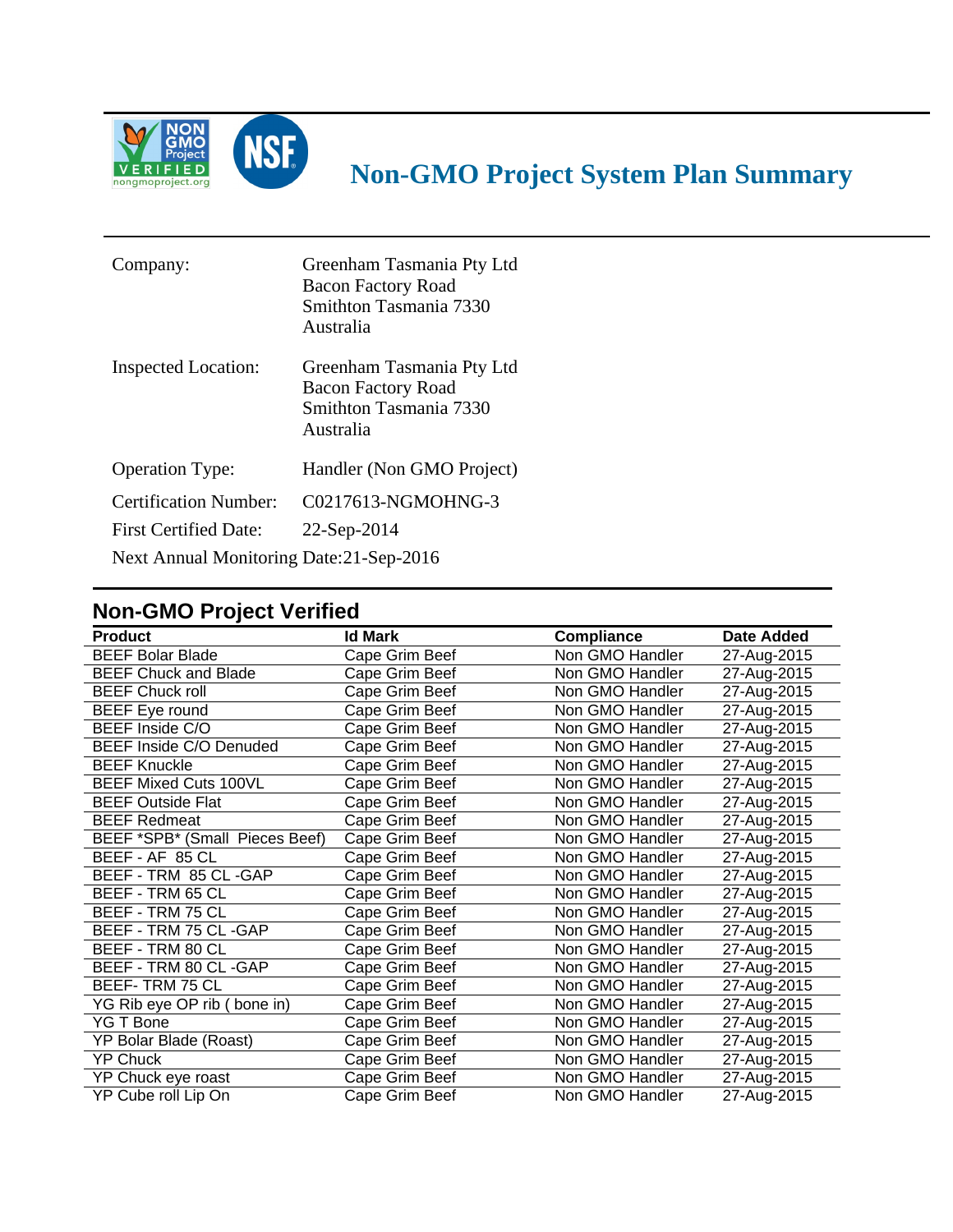# Non-GMO Project System Plan Summary

Company: Greenham Tasmania Pty Ltd
Bacon Factory Road
Smithton Tasmania 7330
Australia

Inspected Location: Greenham Tasmania Pty Ltd
Bacon Factory Road
Smithton Tasmania 7330
Australia

Operation Type: Handler (Non GMO Project)

Certification Number: C0217613-NGMOHNG-3

First Certified Date: 22-Sep-2014

Next Annual Monitoring Date: 21-Sep-2016

## Non-GMO Project Verified

| Product | Id Mark | Compliance | Date Added |
|---|---|---|---|
| BEEF Bolar Blade | Cape Grim Beef | Non GMO Handler | 27-Aug-2015 |
| BEEF Chuck and Blade | Cape Grim Beef | Non GMO Handler | 27-Aug-2015 |
| BEEF Chuck roll | Cape Grim Beef | Non GMO Handler | 27-Aug-2015 |
| BEEF Eye round | Cape Grim Beef | Non GMO Handler | 27-Aug-2015 |
| BEEF Inside C/O | Cape Grim Beef | Non GMO Handler | 27-Aug-2015 |
| BEEF Inside C/O Denuded | Cape Grim Beef | Non GMO Handler | 27-Aug-2015 |
| BEEF Knuckle | Cape Grim Beef | Non GMO Handler | 27-Aug-2015 |
| BEEF Mixed Cuts 100VL | Cape Grim Beef | Non GMO Handler | 27-Aug-2015 |
| BEEF Outside Flat | Cape Grim Beef | Non GMO Handler | 27-Aug-2015 |
| BEEF Redmeat | Cape Grim Beef | Non GMO Handler | 27-Aug-2015 |
| BEEF *SPB* (Small Pieces Beef) | Cape Grim Beef | Non GMO Handler | 27-Aug-2015 |
| BEEF - AF 85 CL | Cape Grim Beef | Non GMO Handler | 27-Aug-2015 |
| BEEF - TRM 85 CL -GAP | Cape Grim Beef | Non GMO Handler | 27-Aug-2015 |
| BEEF - TRM 65 CL | Cape Grim Beef | Non GMO Handler | 27-Aug-2015 |
| BEEF - TRM 75 CL | Cape Grim Beef | Non GMO Handler | 27-Aug-2015 |
| BEEF - TRM 75 CL -GAP | Cape Grim Beef | Non GMO Handler | 27-Aug-2015 |
| BEEF - TRM 80 CL | Cape Grim Beef | Non GMO Handler | 27-Aug-2015 |
| BEEF - TRM 80 CL -GAP | Cape Grim Beef | Non GMO Handler | 27-Aug-2015 |
| BEEF- TRM 75 CL | Cape Grim Beef | Non GMO Handler | 27-Aug-2015 |
| YG Rib eye OP rib ( bone in) | Cape Grim Beef | Non GMO Handler | 27-Aug-2015 |
| YG T Bone | Cape Grim Beef | Non GMO Handler | 27-Aug-2015 |
| YP Bolar Blade (Roast) | Cape Grim Beef | Non GMO Handler | 27-Aug-2015 |
| YP Chuck | Cape Grim Beef | Non GMO Handler | 27-Aug-2015 |
| YP Chuck eye roast | Cape Grim Beef | Non GMO Handler | 27-Aug-2015 |
| YP Cube roll Lip On | Cape Grim Beef | Non GMO Handler | 27-Aug-2015 |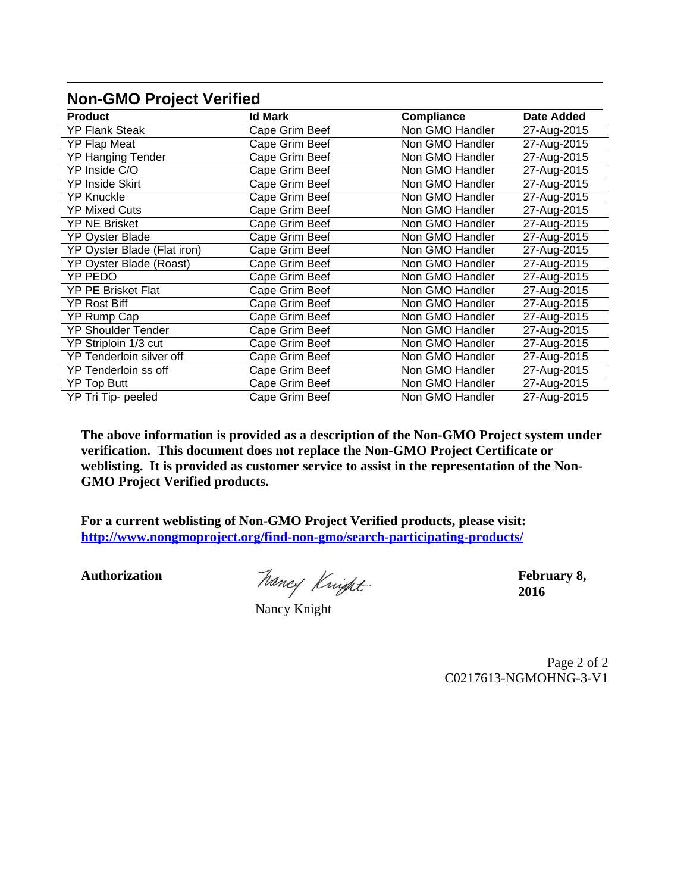## Non-GMO Project Verified

| Product | Id Mark | Compliance | Date Added |
|---|---|---|---|
| YP Flank Steak | Cape Grim Beef | Non GMO Handler | 27-Aug-2015 |
| YP Flap Meat | Cape Grim Beef | Non GMO Handler | 27-Aug-2015 |
| YP Hanging Tender | Cape Grim Beef | Non GMO Handler | 27-Aug-2015 |
| YP Inside C/O | Cape Grim Beef | Non GMO Handler | 27-Aug-2015 |
| YP Inside Skirt | Cape Grim Beef | Non GMO Handler | 27-Aug-2015 |
| YP Knuckle | Cape Grim Beef | Non GMO Handler | 27-Aug-2015 |
| YP Mixed Cuts | Cape Grim Beef | Non GMO Handler | 27-Aug-2015 |
| YP NE Brisket | Cape Grim Beef | Non GMO Handler | 27-Aug-2015 |
| YP Oyster Blade | Cape Grim Beef | Non GMO Handler | 27-Aug-2015 |
| YP Oyster Blade (Flat iron) | Cape Grim Beef | Non GMO Handler | 27-Aug-2015 |
| YP Oyster Blade (Roast) | Cape Grim Beef | Non GMO Handler | 27-Aug-2015 |
| YP PEDO | Cape Grim Beef | Non GMO Handler | 27-Aug-2015 |
| YP PE Brisket Flat | Cape Grim Beef | Non GMO Handler | 27-Aug-2015 |
| YP Rost Biff | Cape Grim Beef | Non GMO Handler | 27-Aug-2015 |
| YP Rump Cap | Cape Grim Beef | Non GMO Handler | 27-Aug-2015 |
| YP Shoulder Tender | Cape Grim Beef | Non GMO Handler | 27-Aug-2015 |
| YP Striploin 1/3 cut | Cape Grim Beef | Non GMO Handler | 27-Aug-2015 |
| YP Tenderloin silver off | Cape Grim Beef | Non GMO Handler | 27-Aug-2015 |
| YP Tenderloin ss off | Cape Grim Beef | Non GMO Handler | 27-Aug-2015 |
| YP Top Butt | Cape Grim Beef | Non GMO Handler | 27-Aug-2015 |
| YP Tri Tip- peeled | Cape Grim Beef | Non GMO Handler | 27-Aug-2015 |

**The above information is provided as a description of the Non-GMO Project system under verification. This document does not replace the Non-GMO Project Certificate or weblisting. It is provided as customer service to assist in the representation of the Non-GMO Project Verified products.**

**For a current weblisting of Non-GMO Project Verified products, please visit:**
**[http://www.nongmoproject.org/find-non-gmo/search-participating-products/](http://www.nongmoproject.org/find-non-gmo/search-participating-products/)**

**Authorization** Nancy Knight **February 8, 2016**

Nancy Knight

C0217613-NGMOHNG-3-V1